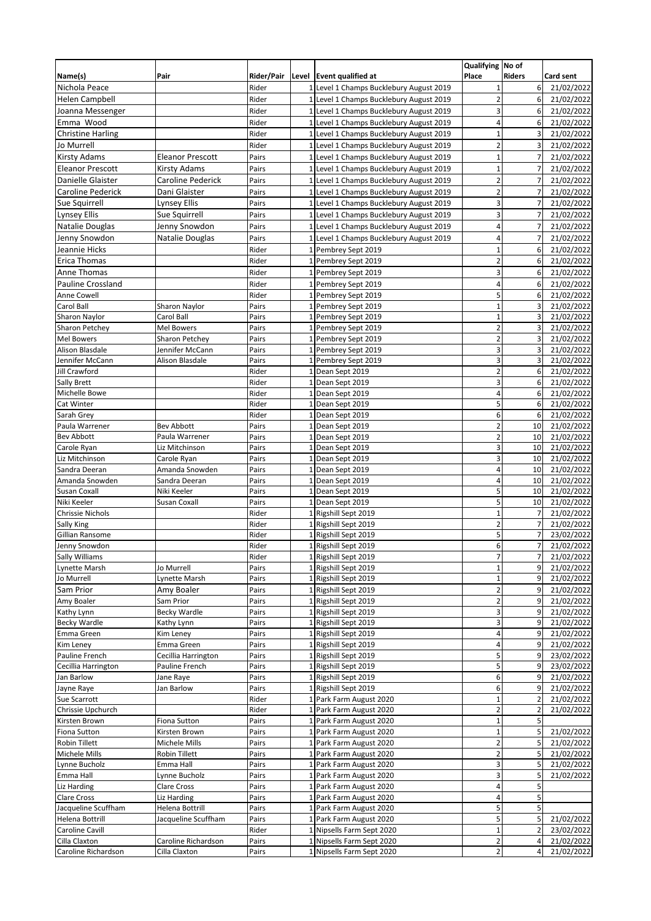| Name(s) | Pair | Rider/Pair | Level | Event qualified at | Qualifying Place | No of Riders | Card sent |
|---|---|---|---|---|---|---|---|
| Nichola Peace | | Rider | 1 | Level 1 Champs Bucklebury August 2019 | 1 | 6 | 21/02/2022 |
| Helen Campbell | | Rider | 1 | Level 1 Champs Bucklebury August 2019 | 2 | 6 | 21/02/2022 |
| Joanna Messenger | | Rider | 1 | Level 1 Champs Bucklebury August 2019 | 3 | 6 | 21/02/2022 |
| Emma Wood | | Rider | 1 | Level 1 Champs Bucklebury August 2019 | 4 | 6 | 21/02/2022 |
| Christine Harling | | Rider | 1 | Level 1 Champs Bucklebury August 2019 | 1 | 3 | 21/02/2022 |
| Jo Murrell | | Rider | 1 | Level 1 Champs Bucklebury August 2019 | 2 | 3 | 21/02/2022 |
| Kirsty Adams | Eleanor Prescott | Pairs | 1 | Level 1 Champs Bucklebury August 2019 | 1 | 7 | 21/02/2022 |
| Eleanor Prescott | Kirsty Adams | Pairs | 1 | Level 1 Champs Bucklebury August 2019 | 1 | 7 | 21/02/2022 |
| Danielle Glaister | Caroline Pederick | Pairs | 1 | Level 1 Champs Bucklebury August 2019 | 2 | 7 | 21/02/2022 |
| Caroline Pederick | Dani Glaister | Pairs | 1 | Level 1 Champs Bucklebury August 2019 | 2 | 7 | 21/02/2022 |
| Sue Squirrell | Lynsey Ellis | Pairs | 1 | Level 1 Champs Bucklebury August 2019 | 3 | 7 | 21/02/2022 |
| Lynsey Ellis | Sue Squirrell | Pairs | 1 | Level 1 Champs Bucklebury August 2019 | 3 | 7 | 21/02/2022 |
| Natalie Douglas | Jenny Snowdon | Pairs | 1 | Level 1 Champs Bucklebury August 2019 | 4 | 7 | 21/02/2022 |
| Jenny Snowdon | Natalie Douglas | Pairs | 1 | Level 1 Champs Bucklebury August 2019 | 4 | 7 | 21/02/2022 |
| Jeannie Hicks | | Rider | 1 | Pembrey Sept 2019 | 1 | 6 | 21/02/2022 |
| Erica Thomas | | Rider | 1 | Pembrey Sept 2019 | 2 | 6 | 21/02/2022 |
| Anne Thomas | | Rider | 1 | Pembrey Sept 2019 | 3 | 6 | 21/02/2022 |
| Pauline Crossland | | Rider | 1 | Pembrey Sept 2019 | 4 | 6 | 21/02/2022 |
| Anne Cowell | | Rider | 1 | Pembrey Sept 2019 | 5 | 6 | 21/02/2022 |
| Carol Ball | Sharon Naylor | Pairs | 1 | Pembrey Sept 2019 | 1 | 3 | 21/02/2022 |
| Sharon Naylor | Carol Ball | Pairs | 1 | Pembrey Sept 2019 | 1 | 3 | 21/02/2022 |
| Sharon Petchey | Mel Bowers | Pairs | 1 | Pembrey Sept 2019 | 2 | 3 | 21/02/2022 |
| Mel Bowers | Sharon Petchey | Pairs | 1 | Pembrey Sept 2019 | 2 | 3 | 21/02/2022 |
| Alison Blasdale | Jennifer McCann | Pairs | 1 | Pembrey Sept 2019 | 3 | 3 | 21/02/2022 |
| Jennifer McCann | Alison Blasdale | Pairs | 1 | Pembrey Sept 2019 | 3 | 3 | 21/02/2022 |
| Jill Crawford | | Rider | 1 | Dean Sept 2019 | 2 | 6 | 21/02/2022 |
| Sally Brett | | Rider | 1 | Dean Sept 2019 | 3 | 6 | 21/02/2022 |
| Michelle Bowe | | Rider | 1 | Dean Sept 2019 | 4 | 6 | 21/02/2022 |
| Cat Winter | | Rider | 1 | Dean Sept 2019 | 5 | 6 | 21/02/2022 |
| Sarah Grey | | Rider | 1 | Dean Sept 2019 | 6 | 6 | 21/02/2022 |
| Paula Warrener | Bev Abbott | Pairs | 1 | Dean Sept 2019 | 2 | 10 | 21/02/2022 |
| Bev Abbott | Paula Warrener | Pairs | 1 | Dean Sept 2019 | 2 | 10 | 21/02/2022 |
| Carole Ryan | Liz Mitchinson | Pairs | 1 | Dean Sept 2019 | 3 | 10 | 21/02/2022 |
| Liz Mitchinson | Carole Ryan | Pairs | 1 | Dean Sept 2019 | 3 | 10 | 21/02/2022 |
| Sandra Deeran | Amanda Snowden | Pairs | 1 | Dean Sept 2019 | 4 | 10 | 21/02/2022 |
| Amanda Snowden | Sandra Deeran | Pairs | 1 | Dean Sept 2019 | 4 | 10 | 21/02/2022 |
| Susan Coxall | Niki Keeler | Pairs | 1 | Dean Sept 2019 | 5 | 10 | 21/02/2022 |
| Niki Keeler | Susan Coxall | Pairs | 1 | Dean Sept 2019 | 5 | 10 | 21/02/2022 |
| Chrissie Nichols | | Rider | 1 | Rigshill Sept 2019 | 1 | 7 | 21/02/2022 |
| Sally King | | Rider | 1 | Rigshill Sept 2019 | 2 | 7 | 21/02/2022 |
| Gillian Ransome | | Rider | 1 | Rigshill Sept 2019 | 5 | 7 | 23/02/2022 |
| Jenny Snowdon | | Rider | 1 | Rigshill Sept 2019 | 6 | 7 | 21/02/2022 |
| Sally Williams | | Rider | 1 | Rigshill Sept 2019 | 7 | 7 | 21/02/2022 |
| Lynette Marsh | Jo Murrell | Pairs | 1 | Rigshill Sept 2019 | 1 | 9 | 21/02/2022 |
| Jo Murrell | Lynette Marsh | Pairs | 1 | Rigshill Sept 2019 | 1 | 9 | 21/02/2022 |
| Sam Prior | Amy Boaler | Pairs | 1 | Rigshill Sept 2019 | 2 | 9 | 21/02/2022 |
| Amy Boaler | Sam Prior | Pairs | 1 | Rigshill Sept 2019 | 2 | 9 | 21/02/2022 |
| Kathy Lynn | Becky Wardle | Pairs | 1 | Rigshill Sept 2019 | 3 | 9 | 21/02/2022 |
| Becky Wardle | Kathy Lynn | Pairs | 1 | Rigshill Sept 2019 | 3 | 9 | 21/02/2022 |
| Emma Green | Kim Leney | Pairs | 1 | Rigshill Sept 2019 | 4 | 9 | 21/02/2022 |
| Kim Leney | Emma Green | Pairs | 1 | Rigshill Sept 2019 | 4 | 9 | 21/02/2022 |
| Pauline French | Cecillia Harrington | Pairs | 1 | Rigshill Sept 2019 | 5 | 9 | 23/02/2022 |
| Cecillia Harrington | Pauline French | Pairs | 1 | Rigshill Sept 2019 | 5 | 9 | 23/02/2022 |
| Jan Barlow | Jane Raye | Pairs | 1 | Rigshill Sept 2019 | 6 | 9 | 21/02/2022 |
| Jayne Raye | Jan Barlow | Pairs | 1 | Rigshill Sept 2019 | 6 | 9 | 21/02/2022 |
| Sue Scarrott | | Rider | 1 | Park Farm August 2020 | 1 | 2 | 21/02/2022 |
| Chrissie Upchurch | | Rider | 1 | Park Farm August 2020 | 2 | 2 | 21/02/2022 |
| Kirsten Brown | Fiona Sutton | Pairs | 1 | Park Farm August 2020 | 1 | 5 | |
| Fiona Sutton | Kirsten Brown | Pairs | 1 | Park Farm August 2020 | 1 | 5 | 21/02/2022 |
| Robin Tillett | Michele Mills | Pairs | 1 | Park Farm August 2020 | 2 | 5 | 21/02/2022 |
| Michele Mills | Robin Tillett | Pairs | 1 | Park Farm August 2020 | 2 | 5 | 21/02/2022 |
| Lynne Bucholz | Emma Hall | Pairs | 1 | Park Farm August 2020 | 3 | 5 | 21/02/2022 |
| Emma Hall | Lynne Bucholz | Pairs | 1 | Park Farm August 2020 | 3 | 5 | 21/02/2022 |
| Liz Harding | Clare Cross | Pairs | 1 | Park Farm August 2020 | 4 | 5 | |
| Clare Cross | Liz Harding | Pairs | 1 | Park Farm August 2020 | 4 | 5 | |
| Jacqueline Scuffham | Helena Bottrill | Pairs | 1 | Park Farm August 2020 | 5 | 5 | |
| Helena Bottrill | Jacqueline Scuffham | Pairs | 1 | Park Farm August 2020 | 5 | 5 | 21/02/2022 |
| Caroline Cavill | | Rider | 1 | Nipsells Farm Sept 2020 | 1 | 2 | 23/02/2022 |
| Cilla Claxton | Caroline Richardson | Pairs | 1 | Nipsells Farm Sept 2020 | 2 | 4 | 21/02/2022 |
| Caroline Richardson | Cilla Claxton | Pairs | 1 | Nipsells Farm Sept 2020 | 2 | 4 | 21/02/2022 |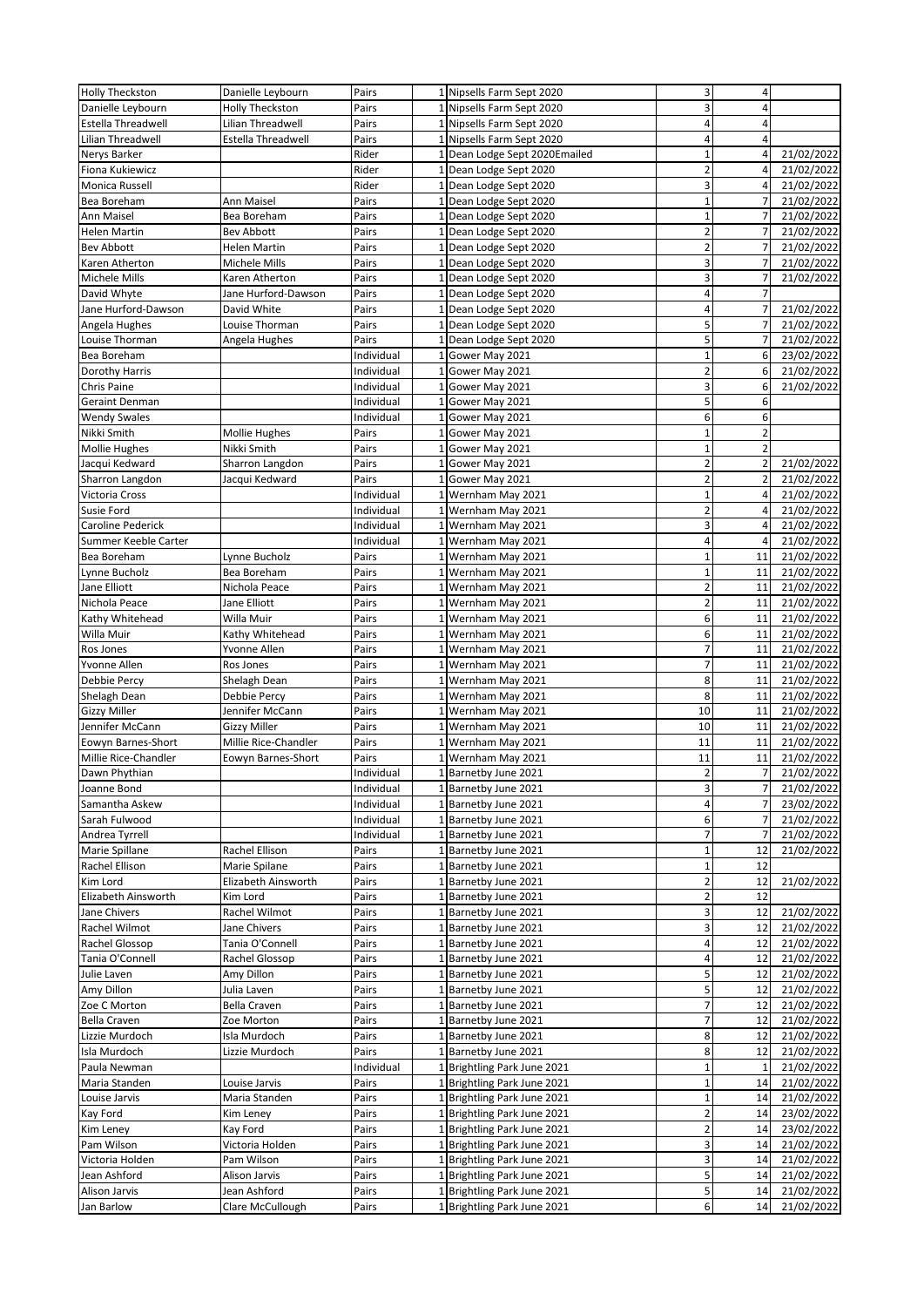| | | | | | | | |
|---|---|---|---|---|---|---|---|
| Holly Theckston | Danielle Leybourn | Pairs | 1 | Nipsells Farm Sept 2020 | 3 | 4 | |
| Danielle Leybourn | Holly Theckston | Pairs | 1 | Nipsells Farm Sept 2020 | 3 | 4 | |
| Estella Threadwell | Lilian Threadwell | Pairs | 1 | Nipsells Farm Sept 2020 | 4 | 4 | |
| Lilian Threadwell | Estella Threadwell | Pairs | 1 | Nipsells Farm Sept 2020 | 4 | 4 | |
| Nerys Barker | | Rider | 1 | Dean Lodge Sept 2020Emailed | 1 | 4 | 21/02/2022 |
| Fiona Kukiewicz | | Rider | 1 | Dean Lodge Sept 2020 | 2 | 4 | 21/02/2022 |
| Monica Russell | | Rider | 1 | Dean Lodge Sept 2020 | 3 | 4 | 21/02/2022 |
| Bea Boreham | Ann Maisel | Pairs | 1 | Dean Lodge Sept 2020 | 1 | 7 | 21/02/2022 |
| Ann Maisel | Bea Boreham | Pairs | 1 | Dean Lodge Sept 2020 | 1 | 7 | 21/02/2022 |
| Helen Martin | Bev Abbott | Pairs | 1 | Dean Lodge Sept 2020 | 2 | 7 | 21/02/2022 |
| Bev Abbott | Helen Martin | Pairs | 1 | Dean Lodge Sept 2020 | 2 | 7 | 21/02/2022 |
| Karen Atherton | Michele Mills | Pairs | 1 | Dean Lodge Sept 2020 | 3 | 7 | 21/02/2022 |
| Michele Mills | Karen Atherton | Pairs | 1 | Dean Lodge Sept 2020 | 3 | 7 | 21/02/2022 |
| David Whyte | Jane Hurford-Dawson | Pairs | 1 | Dean Lodge Sept 2020 | 4 | 7 | |
| Jane Hurford-Dawson | David White | Pairs | 1 | Dean Lodge Sept 2020 | 4 | 7 | 21/02/2022 |
| Angela Hughes | Louise Thorman | Pairs | 1 | Dean Lodge Sept 2020 | 5 | 7 | 21/02/2022 |
| Louise Thorman | Angela Hughes | Pairs | 1 | Dean Lodge Sept 2020 | 5 | 7 | 21/02/2022 |
| Bea Boreham | | Individual | 1 | Gower May 2021 | 1 | 6 | 23/02/2022 |
| Dorothy Harris | | Individual | 1 | Gower May 2021 | 2 | 6 | 21/02/2022 |
| Chris Paine | | Individual | 1 | Gower May 2021 | 3 | 6 | 21/02/2022 |
| Geraint Denman | | Individual | 1 | Gower May 2021 | 5 | 6 | |
| Wendy Swales | | Individual | 1 | Gower May 2021 | 6 | 6 | |
| Nikki Smith | Mollie Hughes | Pairs | 1 | Gower May 2021 | 1 | 2 | |
| Mollie Hughes | Nikki Smith | Pairs | 1 | Gower May 2021 | 1 | 2 | |
| Jacqui Kedward | Sharron Langdon | Pairs | 1 | Gower May 2021 | 2 | 2 | 21/02/2022 |
| Sharron Langdon | Jacqui Kedward | Pairs | 1 | Gower May 2021 | 2 | 2 | 21/02/2022 |
| Victoria Cross | | Individual | 1 | Wernham May 2021 | 1 | 4 | 21/02/2022 |
| Susie Ford | | Individual | 1 | Wernham May 2021 | 2 | 4 | 21/02/2022 |
| Caroline Pederick | | Individual | 1 | Wernham May 2021 | 3 | 4 | 21/02/2022 |
| Summer Keeble Carter | | Individual | 1 | Wernham May 2021 | 4 | 4 | 21/02/2022 |
| Bea Boreham | Lynne Bucholz | Pairs | 1 | Wernham May 2021 | 1 | 11 | 21/02/2022 |
| Lynne Bucholz | Bea Boreham | Pairs | 1 | Wernham May 2021 | 1 | 11 | 21/02/2022 |
| Jane Elliott | Nichola Peace | Pairs | 1 | Wernham May 2021 | 2 | 11 | 21/02/2022 |
| Nichola Peace | Jane Elliott | Pairs | 1 | Wernham May 2021 | 2 | 11 | 21/02/2022 |
| Kathy Whitehead | Willa Muir | Pairs | 1 | Wernham May 2021 | 6 | 11 | 21/02/2022 |
| Willa Muir | Kathy Whitehead | Pairs | 1 | Wernham May 2021 | 6 | 11 | 21/02/2022 |
| Ros Jones | Yvonne Allen | Pairs | 1 | Wernham May 2021 | 7 | 11 | 21/02/2022 |
| Yvonne Allen | Ros Jones | Pairs | 1 | Wernham May 2021 | 7 | 11 | 21/02/2022 |
| Debbie Percy | Shelagh Dean | Pairs | 1 | Wernham May 2021 | 8 | 11 | 21/02/2022 |
| Shelagh Dean | Debbie Percy | Pairs | 1 | Wernham May 2021 | 8 | 11 | 21/02/2022 |
| Gizzy Miller | Jennifer McCann | Pairs | 1 | Wernham May 2021 | 10 | 11 | 21/02/2022 |
| Jennifer McCann | Gizzy Miller | Pairs | 1 | Wernham May 2021 | 10 | 11 | 21/02/2022 |
| Eowyn Barnes-Short | Millie Rice-Chandler | Pairs | 1 | Wernham May 2021 | 11 | 11 | 21/02/2022 |
| Millie Rice-Chandler | Eowyn Barnes-Short | Pairs | 1 | Wernham May 2021 | 11 | 11 | 21/02/2022 |
| Dawn Phythian | | Individual | 1 | Barnetby June 2021 | 2 | 7 | 21/02/2022 |
| Joanne Bond | | Individual | 1 | Barnetby June 2021 | 3 | 7 | 21/02/2022 |
| Samantha Askew | | Individual | 1 | Barnetby June 2021 | 4 | 7 | 23/02/2022 |
| Sarah Fulwood | | Individual | 1 | Barnetby June 2021 | 6 | 7 | 21/02/2022 |
| Andrea Tyrrell | | Individual | 1 | Barnetby June 2021 | 7 | 7 | 21/02/2022 |
| Marie Spillane | Rachel Ellison | Pairs | 1 | Barnetby June 2021 | 1 | 12 | 21/02/2022 |
| Rachel Ellison | Marie Spilane | Pairs | 1 | Barnetby June 2021 | 1 | 12 | |
| Kim Lord | Elizabeth Ainsworth | Pairs | 1 | Barnetby June 2021 | 2 | 12 | 21/02/2022 |
| Elizabeth Ainsworth | Kim Lord | Pairs | 1 | Barnetby June 2021 | 2 | 12 | |
| Jane Chivers | Rachel Wilmot | Pairs | 1 | Barnetby June 2021 | 3 | 12 | 21/02/2022 |
| Rachel Wilmot | Jane Chivers | Pairs | 1 | Barnetby June 2021 | 3 | 12 | 21/02/2022 |
| Rachel Glossop | Tania O'Connell | Pairs | 1 | Barnetby June 2021 | 4 | 12 | 21/02/2022 |
| Tania O'Connell | Rachel Glossop | Pairs | 1 | Barnetby June 2021 | 4 | 12 | 21/02/2022 |
| Julie Laven | Amy Dillon | Pairs | 1 | Barnetby June 2021 | 5 | 12 | 21/02/2022 |
| Amy Dillon | Julia Laven | Pairs | 1 | Barnetby June 2021 | 5 | 12 | 21/02/2022 |
| Zoe C Morton | Bella Craven | Pairs | 1 | Barnetby June 2021 | 7 | 12 | 21/02/2022 |
| Bella Craven | Zoe Morton | Pairs | 1 | Barnetby June 2021 | 7 | 12 | 21/02/2022 |
| Lizzie Murdoch | Isla Murdoch | Pairs | 1 | Barnetby June 2021 | 8 | 12 | 21/02/2022 |
| Isla Murdoch | Lizzie Murdoch | Pairs | 1 | Barnetby June 2021 | 8 | 12 | 21/02/2022 |
| Paula Newman | | Individual | 1 | Brightling Park June 2021 | 1 | 1 | 21/02/2022 |
| Maria Standen | Louise Jarvis | Pairs | 1 | Brightling Park June 2021 | 1 | 14 | 21/02/2022 |
| Louise Jarvis | Maria Standen | Pairs | 1 | Brightling Park June 2021 | 1 | 14 | 21/02/2022 |
| Kay Ford | Kim Leney | Pairs | 1 | Brightling Park June 2021 | 2 | 14 | 23/02/2022 |
| Kim Leney | Kay Ford | Pairs | 1 | Brightling Park June 2021 | 2 | 14 | 23/02/2022 |
| Pam Wilson | Victoria Holden | Pairs | 1 | Brightling Park June 2021 | 3 | 14 | 21/02/2022 |
| Victoria Holden | Pam Wilson | Pairs | 1 | Brightling Park June 2021 | 3 | 14 | 21/02/2022 |
| Jean Ashford | Alison Jarvis | Pairs | 1 | Brightling Park June 2021 | 5 | 14 | 21/02/2022 |
| Alison Jarvis | Jean Ashford | Pairs | 1 | Brightling Park June 2021 | 5 | 14 | 21/02/2022 |
| Jan Barlow | Clare McCullough | Pairs | 1 | Brightling Park June 2021 | 6 | 14 | 21/02/2022 |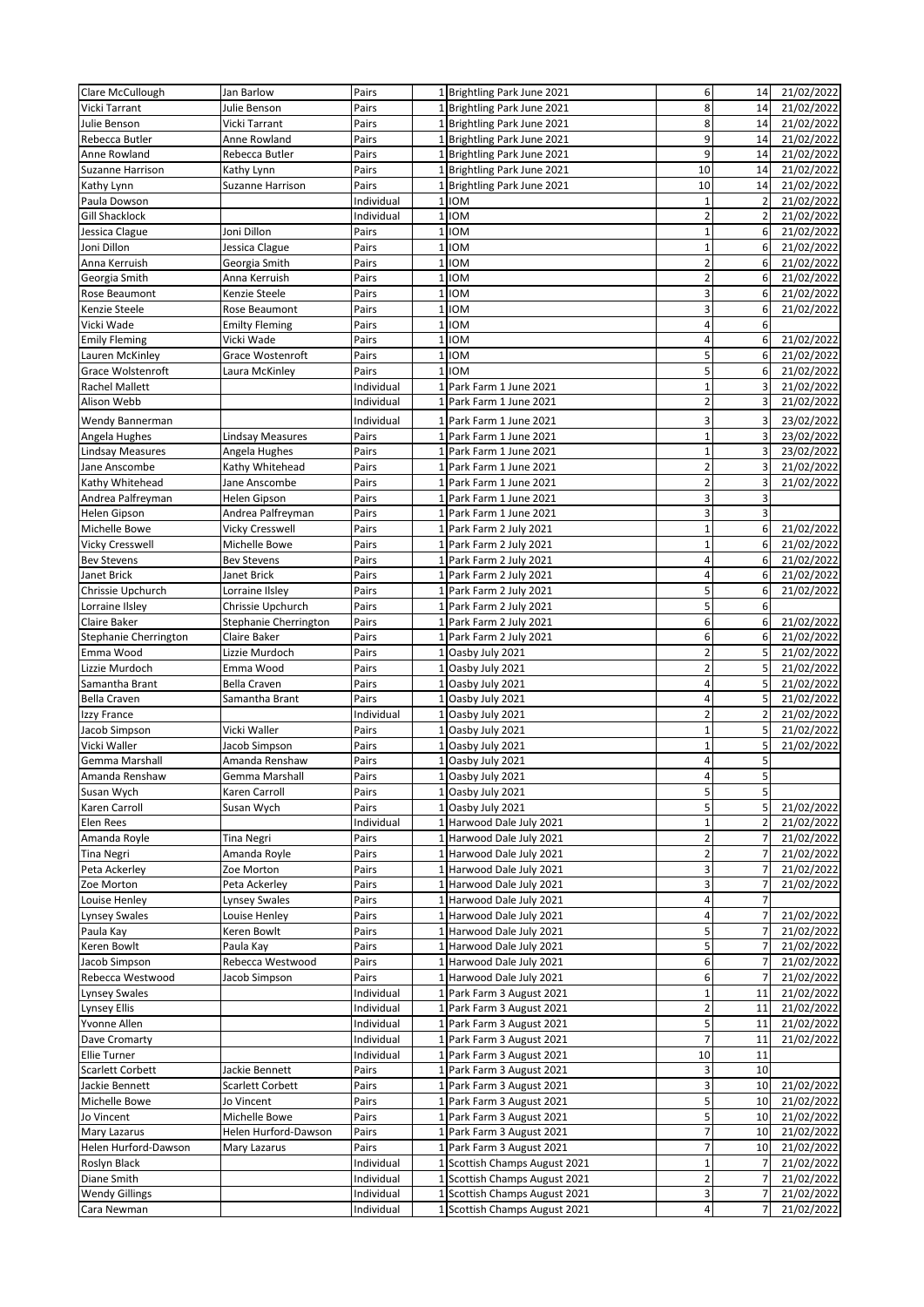| Clare McCullough | Jan Barlow | Pairs | 1 | Brightling Park June 2021 | 6 | 14 | 21/02/2022 |
|---|---|---|---|---|---|---|---|
| Vicki Tarrant | Julie Benson | Pairs | 1 | Brightling Park June 2021 | 8 | 14 | 21/02/2022 |
| Julie Benson | Vicki Tarrant | Pairs | 1 | Brightling Park June 2021 | 8 | 14 | 21/02/2022 |
| Rebecca Butler | Anne Rowland | Pairs | 1 | Brightling Park June 2021 | 9 | 14 | 21/02/2022 |
| Anne Rowland | Rebecca Butler | Pairs | 1 | Brightling Park June 2021 | 9 | 14 | 21/02/2022 |
| Suzanne Harrison | Kathy Lynn | Pairs | 1 | Brightling Park June 2021 | 10 | 14 | 21/02/2022 |
| Kathy Lynn | Suzanne Harrison | Pairs | 1 | Brightling Park June 2021 | 10 | 14 | 21/02/2022 |
| Paula Dowson | | Individual | 1 | IOM | 1 | 2 | 21/02/2022 |
| Gill Shacklock | | Individual | 1 | IOM | 2 | 2 | 21/02/2022 |
| Jessica Clague | Joni Dillon | Pairs | 1 | IOM | 1 | 6 | 21/02/2022 |
| Joni Dillon | Jessica Clague | Pairs | 1 | IOM | 1 | 6 | 21/02/2022 |
| Anna Kerruish | Georgia Smith | Pairs | 1 | IOM | 2 | 6 | 21/02/2022 |
| Georgia Smith | Anna Kerruish | Pairs | 1 | IOM | 2 | 6 | 21/02/2022 |
| Rose Beaumont | Kenzie Steele | Pairs | 1 | IOM | 3 | 6 | 21/02/2022 |
| Kenzie Steele | Rose Beaumont | Pairs | 1 | IOM | 3 | 6 | 21/02/2022 |
| Vicki Wade | Emilty Fleming | Pairs | 1 | IOM | 4 | 6 | |
| Emily Fleming | Vicki Wade | Pairs | 1 | IOM | 4 | 6 | 21/02/2022 |
| Lauren McKinley | Grace Wostenroft | Pairs | 1 | IOM | 5 | 6 | 21/02/2022 |
| Grace Wolstenroft | Laura McKinley | Pairs | 1 | IOM | 5 | 6 | 21/02/2022 |
| Rachel Mallett | | Individual | 1 | Park Farm 1 June 2021 | 1 | 3 | 21/02/2022 |
| Alison Webb | | Individual | 1 | Park Farm 1 June 2021 | 2 | 3 | 21/02/2022 |
| Wendy Bannerman | | Individual | 1 | Park Farm 1 June 2021 | 3 | 3 | 23/02/2022 |
| Angela Hughes | Lindsay Measures | Pairs | 1 | Park Farm 1 June 2021 | 1 | 3 | 23/02/2022 |
| Lindsay Measures | Angela Hughes | Pairs | 1 | Park Farm 1 June 2021 | 1 | 3 | 23/02/2022 |
| Jane Anscombe | Kathy Whitehead | Pairs | 1 | Park Farm 1 June 2021 | 2 | 3 | 21/02/2022 |
| Kathy Whitehead | Jane Anscombe | Pairs | 1 | Park Farm 1 June 2021 | 2 | 3 | 21/02/2022 |
| Andrea Palfreyman | Helen Gipson | Pairs | 1 | Park Farm 1 June 2021 | 3 | 3 | |
| Helen Gipson | Andrea Palfreyman | Pairs | 1 | Park Farm 1 June 2021 | 3 | 3 | |
| Michelle Bowe | Vicky Cresswell | Pairs | 1 | Park Farm 2 July 2021 | 1 | 6 | 21/02/2022 |
| Vicky Cresswell | Michelle Bowe | Pairs | 1 | Park Farm 2 July 2021 | 1 | 6 | 21/02/2022 |
| Bev Stevens | Bev Stevens | Pairs | 1 | Park Farm 2 July 2021 | 4 | 6 | 21/02/2022 |
| Janet Brick | Janet Brick | Pairs | 1 | Park Farm 2 July 2021 | 4 | 6 | 21/02/2022 |
| Chrissie Upchurch | Lorraine Ilsley | Pairs | 1 | Park Farm 2 July 2021 | 5 | 6 | 21/02/2022 |
| Lorraine Ilsley | Chrissie Upchurch | Pairs | 1 | Park Farm 2 July 2021 | 5 | 6 | |
| Claire Baker | Stephanie Cherrington | Pairs | 1 | Park Farm 2 July 2021 | 6 | 6 | 21/02/2022 |
| Stephanie Cherrington | Claire Baker | Pairs | 1 | Park Farm 2 July 2021 | 6 | 6 | 21/02/2022 |
| Emma Wood | Lizzie Murdoch | Pairs | 1 | Oasby July 2021 | 2 | 5 | 21/02/2022 |
| Lizzie Murdoch | Emma Wood | Pairs | 1 | Oasby July 2021 | 2 | 5 | 21/02/2022 |
| Samantha Brant | Bella Craven | Pairs | 1 | Oasby July 2021 | 4 | 5 | 21/02/2022 |
| Bella Craven | Samantha Brant | Pairs | 1 | Oasby July 2021 | 4 | 5 | 21/02/2022 |
| Izzy France | | Individual | 1 | Oasby July 2021 | 2 | 2 | 21/02/2022 |
| Jacob Simpson | Vicki Waller | Pairs | 1 | Oasby July 2021 | 1 | 5 | 21/02/2022 |
| Vicki Waller | Jacob Simpson | Pairs | 1 | Oasby July 2021 | 1 | 5 | 21/02/2022 |
| Gemma Marshall | Amanda Renshaw | Pairs | 1 | Oasby July 2021 | 4 | 5 | |
| Amanda Renshaw | Gemma Marshall | Pairs | 1 | Oasby July 2021 | 4 | 5 | |
| Susan Wych | Karen Carroll | Pairs | 1 | Oasby July 2021 | 5 | 5 | |
| Karen Carroll | Susan Wych | Pairs | 1 | Oasby July 2021 | 5 | 5 | 21/02/2022 |
| Elen Rees | | Individual | 1 | Harwood Dale July 2021 | 1 | 2 | 21/02/2022 |
| Amanda Royle | Tina Negri | Pairs | 1 | Harwood Dale July 2021 | 2 | 7 | 21/02/2022 |
| Tina Negri | Amanda Royle | Pairs | 1 | Harwood Dale July 2021 | 2 | 7 | 21/02/2022 |
| Peta Ackerley | Zoe Morton | Pairs | 1 | Harwood Dale July 2021 | 3 | 7 | 21/02/2022 |
| Zoe Morton | Peta Ackerley | Pairs | 1 | Harwood Dale July 2021 | 3 | 7 | 21/02/2022 |
| Louise Henley | Lynsey Swales | Pairs | 1 | Harwood Dale July 2021 | 4 | 7 | |
| Lynsey Swales | Louise Henley | Pairs | 1 | Harwood Dale July 2021 | 4 | 7 | 21/02/2022 |
| Paula Kay | Keren Bowlt | Pairs | 1 | Harwood Dale July 2021 | 5 | 7 | 21/02/2022 |
| Keren Bowlt | Paula Kay | Pairs | 1 | Harwood Dale July 2021 | 5 | 7 | 21/02/2022 |
| Jacob Simpson | Rebecca Westwood | Pairs | 1 | Harwood Dale July 2021 | 6 | 7 | 21/02/2022 |
| Rebecca Westwood | Jacob Simpson | Pairs | 1 | Harwood Dale July 2021 | 6 | 7 | 21/02/2022 |
| Lynsey Swales | | Individual | 1 | Park Farm 3 August 2021 | 1 | 11 | 21/02/2022 |
| Lynsey Ellis | | Individual | 1 | Park Farm 3 August 2021 | 2 | 11 | 21/02/2022 |
| Yvonne Allen | | Individual | 1 | Park Farm 3 August 2021 | 5 | 11 | 21/02/2022 |
| Dave Cromarty | | Individual | 1 | Park Farm 3 August 2021 | 7 | 11 | 21/02/2022 |
| Ellie Turner | | Individual | 1 | Park Farm 3 August 2021 | 10 | 11 | |
| Scarlett Corbett | Jackie Bennett | Pairs | 1 | Park Farm 3 August 2021 | 3 | 10 | |
| Jackie Bennett | Scarlett Corbett | Pairs | 1 | Park Farm 3 August 2021 | 3 | 10 | 21/02/2022 |
| Michelle Bowe | Jo Vincent | Pairs | 1 | Park Farm 3 August 2021 | 5 | 10 | 21/02/2022 |
| Jo Vincent | Michelle Bowe | Pairs | 1 | Park Farm 3 August 2021 | 5 | 10 | 21/02/2022 |
| Mary Lazarus | Helen Hurford-Dawson | Pairs | 1 | Park Farm 3 August 2021 | 7 | 10 | 21/02/2022 |
| Helen Hurford-Dawson | Mary Lazarus | Pairs | 1 | Park Farm 3 August 2021 | 7 | 10 | 21/02/2022 |
| Roslyn Black | | Individual | 1 | Scottish Champs August 2021 | 1 | 7 | 21/02/2022 |
| Diane Smith | | Individual | 1 | Scottish Champs August 2021 | 2 | 7 | 21/02/2022 |
| Wendy Gillings | | Individual | 1 | Scottish Champs August 2021 | 3 | 7 | 21/02/2022 |
| Cara Newman | | Individual | 1 | Scottish Champs August 2021 | 4 | 7 | 21/02/2022 |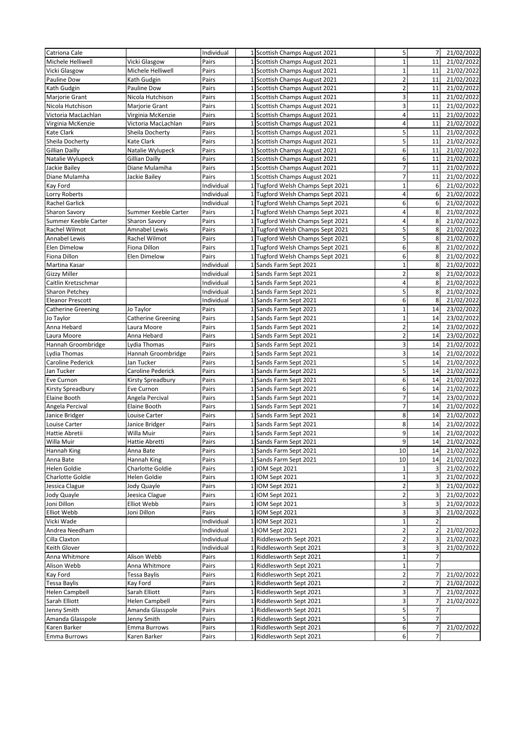| | | | | | | | |
|---|---|---|---|---|---|---|---|
| Catriona Cale | | Individual | 1 | Scottish Champs August 2021 | 5 | 7 | 21/02/2022 |
| Michele Helliwell | Vicki Glasgow | Pairs | 1 | Scottish Champs August 2021 | 1 | 11 | 21/02/2022 |
| Vicki Glasgow | Michele Helliwell | Pairs | 1 | Scottish Champs August 2021 | 1 | 11 | 21/02/2022 |
| Pauline Dow | Kath Gudgin | Pairs | 1 | Scottish Champs August 2021 | 2 | 11 | 21/02/2022 |
| Kath Gudgin | Pauline Dow | Pairs | 1 | Scottish Champs August 2021 | 2 | 11 | 21/02/2022 |
| Marjorie Grant | Nicola Hutchison | Pairs | 1 | Scottish Champs August 2021 | 3 | 11 | 21/02/2022 |
| Nicola Hutchison | Marjorie Grant | Pairs | 1 | Scottish Champs August 2021 | 3 | 11 | 21/02/2022 |
| Victoria MacLachlan | Virginia McKenzie | Pairs | 1 | Scottish Champs August 2021 | 4 | 11 | 21/02/2022 |
| Virginia McKenzie | Victoria MacLachlan | Pairs | 1 | Scottish Champs August 2021 | 4 | 11 | 21/02/2022 |
| Kate Clark | Sheila Docherty | Pairs | 1 | Scottish Champs August 2021 | 5 | 11 | 21/02/2022 |
| Sheila Docherty | Kate Clark | Pairs | 1 | Scottish Champs August 2021 | 5 | 11 | 21/02/2022 |
| Gillian Dailly | Natalie Wylupeck | Pairs | 1 | Scottish Champs August 2021 | 6 | 11 | 21/02/2022 |
| Natalie Wylupeck | Gillian Dailly | Pairs | 1 | Scottish Champs August 2021 | 6 | 11 | 21/02/2022 |
| Jackie Bailey | Diane Mulamiha | Pairs | 1 | Scottish Champs August 2021 | 7 | 11 | 21/02/2022 |
| Diane Mulamha | Jackie Bailey | Pairs | 1 | Scottish Champs August 2021 | 7 | 11 | 21/02/2022 |
| Kay Ford | | Individual | 1 | Tugford Welsh Champs Sept 2021 | 1 | 6 | 21/02/2022 |
| Lorry Roberts | | Individual | 1 | Tugford Welsh Champs Sept 2021 | 4 | 6 | 21/02/2022 |
| Rachel Garlick | | Individual | 1 | Tugford Welsh Champs Sept 2021 | 6 | 6 | 21/02/2022 |
| Sharon Savory | Summer Keeble Carter | Pairs | 1 | Tugford Welsh Champs Sept 2021 | 4 | 8 | 21/02/2022 |
| Summer Keeble Carter | Sharon Savory | Pairs | 1 | Tugford Welsh Champs Sept 2021 | 4 | 8 | 21/02/2022 |
| Rachel Wilmot | Amnabel Lewis | Pairs | 1 | Tugford Welsh Champs Sept 2021 | 5 | 8 | 21/02/2022 |
| Annabel Lewis | Rachel Wilmot | Pairs | 1 | Tugford Welsh Champs Sept 2021 | 5 | 8 | 21/02/2022 |
| Elen Dimelow | Fiona Dillon | Pairs | 1 | Tugford Welsh Champs Sept 2021 | 6 | 8 | 21/02/2022 |
| Fiona Dillon | Elen Dimelow | Pairs | 1 | Tugford Welsh Champs Sept 2021 | 6 | 8 | 21/02/2022 |
| Martina Kasar | | Individual | 1 | Sands Farm Sept 2021 | 1 | 8 | 21/02/2022 |
| Gizzy Miller | | Individual | 1 | Sands Farm Sept 2021 | 2 | 8 | 21/02/2022 |
| Caitlin Kretzschmar | | Individual | 1 | Sands Farm Sept 2021 | 4 | 8 | 21/02/2022 |
| Sharon Petchey | | Individual | 1 | Sands Farm Sept 2021 | 5 | 8 | 21/02/2022 |
| Eleanor Prescott | | Individual | 1 | Sands Farm Sept 2021 | 6 | 8 | 21/02/2022 |
| Catherine Greening | Jo Taylor | Pairs | 1 | Sands Farm Sept 2021 | 1 | 14 | 23/02/2022 |
| Jo Taylor | Catherine Greening | Pairs | 1 | Sands Farm Sept 2021 | 1 | 14 | 23/02/2022 |
| Anna Hebard | Laura Moore | Pairs | 1 | Sands Farm Sept 2021 | 2 | 14 | 23/02/2022 |
| Laura Moore | Anna Hebard | Pairs | 1 | Sands Farm Sept 2021 | 2 | 14 | 23/02/2022 |
| Hannah Groombridge | Lydia Thomas | Pairs | 1 | Sands Farm Sept 2021 | 3 | 14 | 21/02/2022 |
| Lydia Thomas | Hannah Groombridge | Pairs | 1 | Sands Farm Sept 2021 | 3 | 14 | 21/02/2022 |
| Caroline Pederick | Jan Tucker | Pairs | 1 | Sands Farm Sept 2021 | 5 | 14 | 21/02/2022 |
| Jan Tucker | Caroline Pederick | Pairs | 1 | Sands Farm Sept 2021 | 5 | 14 | 21/02/2022 |
| Eve Curnon | Kirsty Spreadbury | Pairs | 1 | Sands Farm Sept 2021 | 6 | 14 | 21/02/2022 |
| Kirsty Spreadbury | Eve Curnon | Pairs | 1 | Sands Farm Sept 2021 | 6 | 14 | 21/02/2022 |
| Elaine Booth | Angela Percival | Pairs | 1 | Sands Farm Sept 2021 | 7 | 14 | 23/02/2022 |
| Angela Percival | Elaine Booth | Pairs | 1 | Sands Farm Sept 2021 | 7 | 14 | 21/02/2022 |
| Janice Bridger | Louise Carter | Pairs | 1 | Sands Farm Sept 2021 | 8 | 14 | 21/02/2022 |
| Louise Carter | Janice Bridger | Pairs | 1 | Sands Farm Sept 2021 | 8 | 14 | 21/02/2022 |
| Hattie Abretii | Willa Muir | Pairs | 1 | Sands Farm Sept 2021 | 9 | 14 | 21/02/2022 |
| Willa Muir | Hattie Abretti | Pairs | 1 | Sands Farm Sept 2021 | 9 | 14 | 21/02/2022 |
| Hannah King | Anna Bate | Pairs | 1 | Sands Farm Sept 2021 | 10 | 14 | 21/02/2022 |
| Anna Bate | Hannah King | Pairs | 1 | Sands Farm Sept 2021 | 10 | 14 | 21/02/2022 |
| Helen Goldie | Charlotte Goldie | Pairs | 1 | IOM Sept 2021 | 1 | 3 | 21/02/2022 |
| Charlotte Goldie | Helen Goldie | Pairs | 1 | IOM Sept 2021 | 1 | 3 | 21/02/2022 |
| Jessica Clague | Jody Quayle | Pairs | 1 | IOM Sept 2021 | 2 | 3 | 21/02/2022 |
| Jody Quayle | Jeesica Clague | Pairs | 1 | IOM Sept 2021 | 2 | 3 | 21/02/2022 |
| Joni Dillon | Elliot Webb | Pairs | 1 | IOM Sept 2021 | 3 | 3 | 21/02/2022 |
| Elliot Webb | Joni Dillon | Pairs | 1 | IOM Sept 2021 | 3 | 3 | 21/02/2022 |
| Vicki Wade | | Individual | 1 | IOM Sept 2021 | 1 | 2 | |
| Andrea Needham | | Individual | 1 | IOM Sept 2021 | 2 | 2 | 21/02/2022 |
| Cilla Claxton | | Individual | 1 | Riddlesworth Sept 2021 | 2 | 3 | 21/02/2022 |
| Keith Glover | | Individual | 1 | Riddlesworth Sept 2021 | 3 | 3 | 21/02/2022 |
| Anna Whitmore | Alison Webb | Pairs | 1 | Riddlesworth Sept 2021 | 1 | 7 | |
| Alison Webb | Anna Whitmore | Pairs | 1 | Riddlesworth Sept 2021 | 1 | 7 | |
| Kay Ford | Tessa Baylis | Pairs | 1 | Riddlesworth Sept 2021 | 2 | 7 | 21/02/2022 |
| Tessa Baylis | Kay Ford | Pairs | 1 | Riddlesworth Sept 2021 | 2 | 7 | 21/02/2022 |
| Helen Campbell | Sarah Elliott | Pairs | 1 | Riddlesworth Sept 2021 | 3 | 7 | 21/02/2022 |
| Sarah Elliott | Helen Campbell | Pairs | 1 | Riddlesworth Sept 2021 | 3 | 7 | 21/02/2022 |
| Jenny Smith | Amanda Glasspole | Pairs | 1 | Riddlesworth Sept 2021 | 5 | 7 | |
| Amanda Glasspole | Jenny Smith | Pairs | 1 | Riddlesworth Sept 2021 | 5 | 7 | |
| Karen Barker | Emma Burrows | Pairs | 1 | Riddlesworth Sept 2021 | 6 | 7 | 21/02/2022 |
| Emma Burrows | Karen Barker | Pairs | 1 | Riddlesworth Sept 2021 | 6 | 7 | |